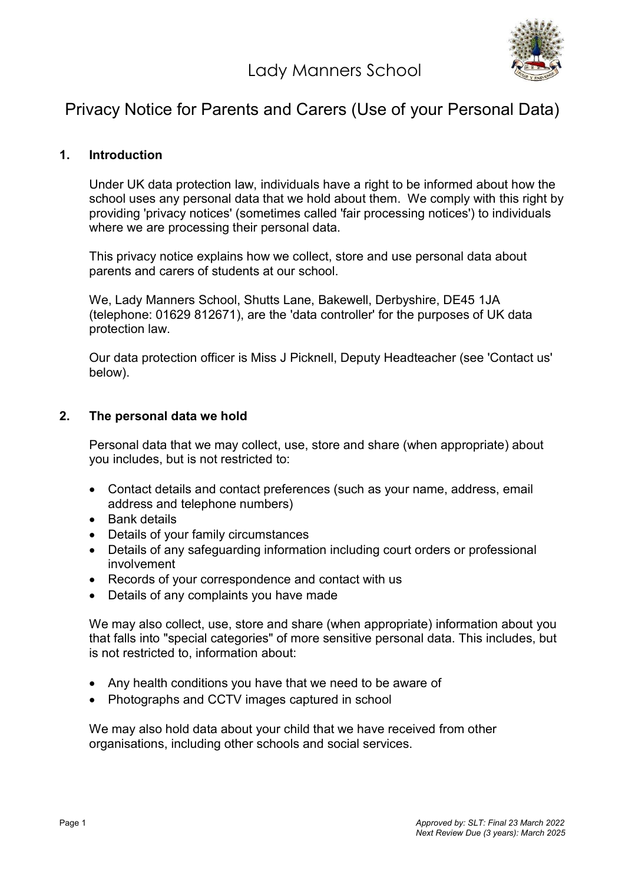# Lady Manners School

## Privacy Notice for Parents and Carers (Use of your Personal Data)

### 1. Introduction

Under UK data protection law, individuals have a right to be informed about how the school uses any personal data that we hold about them. We comply with this right by providing 'privacy notices' (sometimes called 'fair processing notices') to individuals where we are processing their personal data.

This privacy notice explains how we collect, store and use personal data about parents and carers of students at our school.

We, Lady Manners School, Shutts Lane, Bakewell, Derbyshire, DE45 1JA (telephone: 01629 812671), are the 'data controller' for the purposes of UK data protection law.

Our data protection officer is Miss J Picknell, Deputy Headteacher (see 'Contact us' below).

### 2. The personal data we hold

Personal data that we may collect, use, store and share (when appropriate) about you includes, but is not restricted to:

- Contact details and contact preferences (such as your name, address, email address and telephone numbers)
- Bank details
- Details of your family circumstances
- Details of any safeguarding information including court orders or professional involvement
- Records of your correspondence and contact with us
- Details of any complaints you have made

We may also collect, use, store and share (when appropriate) information about you that falls into "special categories" of more sensitive personal data. This includes, but is not restricted to, information about:

- Any health conditions you have that we need to be aware of
- Photographs and CCTV images captured in school

We may also hold data about your child that we have received from other organisations, including other schools and social services.

*Approved by: SLT: Final 23 March 2022*
*Next Review Due (3 years): March 2025*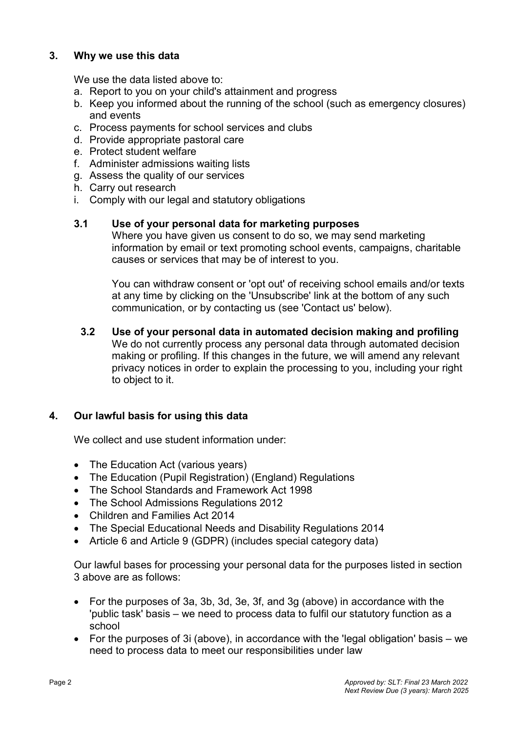## 3. Why we use this data

We use the data listed above to:

a. Report to you on your child's attainment and progress
b. Keep you informed about the running of the school (such as emergency closures) and events
c. Process payments for school services and clubs
d. Provide appropriate pastoral care
e. Protect student welfare
f. Administer admissions waiting lists
g. Assess the quality of our services
h. Carry out research
i. Comply with our legal and statutory obligations

### 3.1 Use of your personal data for marketing purposes

Where you have given us consent to do so, we may send marketing information by email or text promoting school events, campaigns, charitable causes or services that may be of interest to you.

You can withdraw consent or 'opt out' of receiving school emails and/or texts at any time by clicking on the 'Unsubscribe' link at the bottom of any such communication, or by contacting us (see 'Contact us' below).

### 3.2 Use of your personal data in automated decision making and profiling

We do not currently process any personal data through automated decision making or profiling. If this changes in the future, we will amend any relevant privacy notices in order to explain the processing to you, including your right to object to it.

## 4. Our lawful basis for using this data

We collect and use student information under:

- The Education Act (various years)
- The Education (Pupil Registration) (England) Regulations
- The School Standards and Framework Act 1998
- The School Admissions Regulations 2012
- Children and Families Act 2014
- The Special Educational Needs and Disability Regulations 2014
- Article 6 and Article 9 (GDPR) (includes special category data)

Our lawful bases for processing your personal data for the purposes listed in section 3 above are as follows:

- For the purposes of 3a, 3b, 3d, 3e, 3f, and 3g (above) in accordance with the 'public task' basis – we need to process data to fulfil our statutory function as a school
- For the purposes of 3i (above), in accordance with the 'legal obligation' basis – we need to process data to meet our responsibilities under law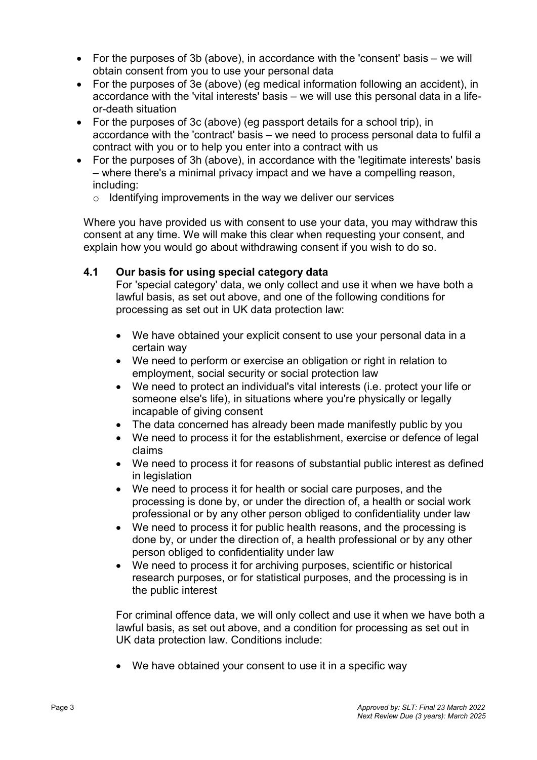- For the purposes of 3b (above), in accordance with the 'consent' basis – we will obtain consent from you to use your personal data
- For the purposes of 3e (above) (eg medical information following an accident), in accordance with the 'vital interests' basis – we will use this personal data in a life-or-death situation
- For the purposes of 3c (above) (eg passport details for a school trip), in accordance with the 'contract' basis – we need to process personal data to fulfil a contract with you or to help you enter into a contract with us
- For the purposes of 3h (above), in accordance with the 'legitimate interests' basis – where there's a minimal privacy impact and we have a compelling reason, including:
  - Identifying improvements in the way we deliver our services

Where you have provided us with consent to use your data, you may withdraw this consent at any time. We will make this clear when requesting your consent, and explain how you would go about withdrawing consent if you wish to do so.

### 4.1 Our basis for using special category data

For 'special category' data, we only collect and use it when we have both a lawful basis, as set out above, and one of the following conditions for processing as set out in UK data protection law:

- We have obtained your explicit consent to use your personal data in a certain way
- We need to perform or exercise an obligation or right in relation to employment, social security or social protection law
- We need to protect an individual's vital interests (i.e. protect your life or someone else's life), in situations where you're physically or legally incapable of giving consent
- The data concerned has already been made manifestly public by you
- We need to process it for the establishment, exercise or defence of legal claims
- We need to process it for reasons of substantial public interest as defined in legislation
- We need to process it for health or social care purposes, and the processing is done by, or under the direction of, a health or social work professional or by any other person obliged to confidentiality under law
- We need to process it for public health reasons, and the processing is done by, or under the direction of, a health professional or by any other person obliged to confidentiality under law
- We need to process it for archiving purposes, scientific or historical research purposes, or for statistical purposes, and the processing is in the public interest

For criminal offence data, we will only collect and use it when we have both a lawful basis, as set out above, and a condition for processing as set out in UK data protection law. Conditions include:

- We have obtained your consent to use it in a specific way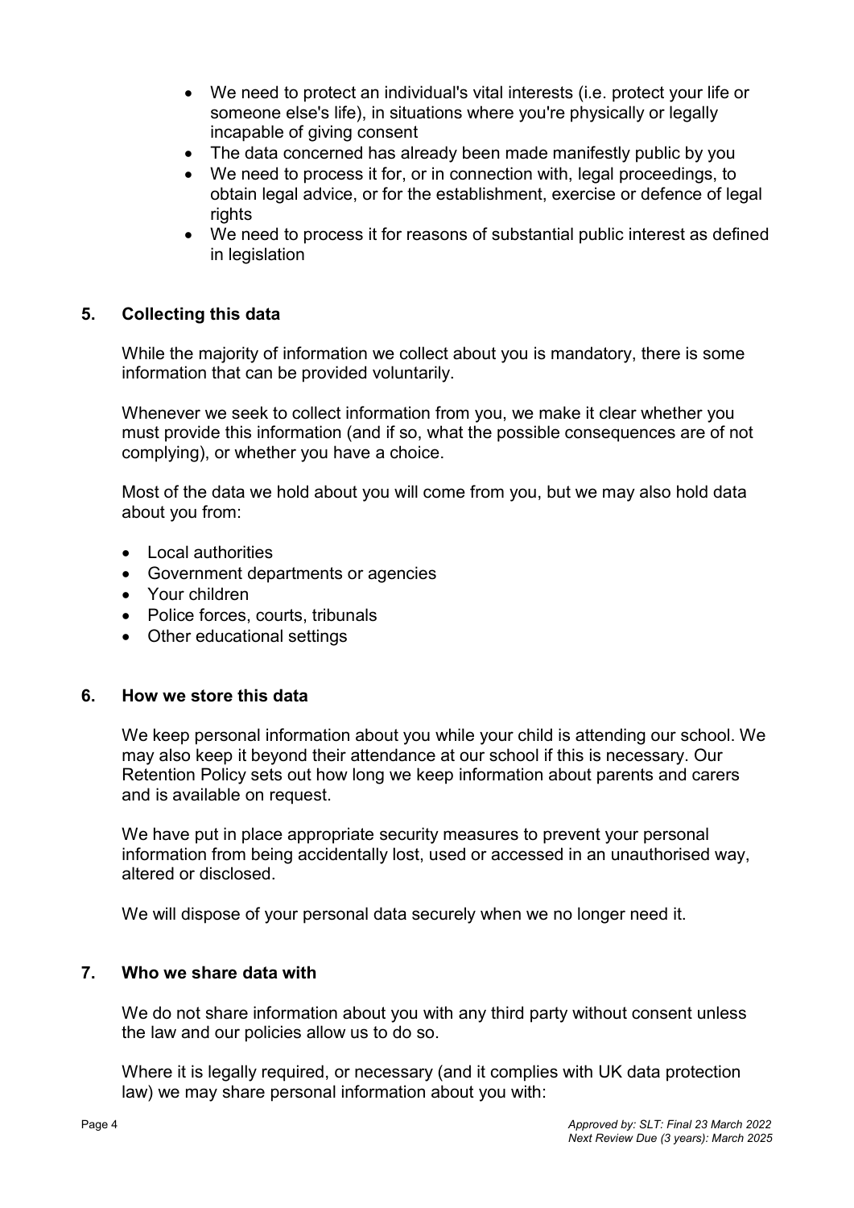- We need to protect an individual's vital interests (i.e. protect your life or someone else's life), in situations where you're physically or legally incapable of giving consent
- The data concerned has already been made manifestly public by you
- We need to process it for, or in connection with, legal proceedings, to obtain legal advice, or for the establishment, exercise or defence of legal rights
- We need to process it for reasons of substantial public interest as defined in legislation

## 5. Collecting this data

While the majority of information we collect about you is mandatory, there is some information that can be provided voluntarily.

Whenever we seek to collect information from you, we make it clear whether you must provide this information (and if so, what the possible consequences are of not complying), or whether you have a choice.

Most of the data we hold about you will come from you, but we may also hold data about you from:

- Local authorities
- Government departments or agencies
- Your children
- Police forces, courts, tribunals
- Other educational settings

## 6. How we store this data

We keep personal information about you while your child is attending our school. We may also keep it beyond their attendance at our school if this is necessary. Our Retention Policy sets out how long we keep information about parents and carers and is available on request.

We have put in place appropriate security measures to prevent your personal information from being accidentally lost, used or accessed in an unauthorised way, altered or disclosed.

We will dispose of your personal data securely when we no longer need it.

## 7. Who we share data with

We do not share information about you with any third party without consent unless the law and our policies allow us to do so.

Where it is legally required, or necessary (and it complies with UK data protection law) we may share personal information about you with: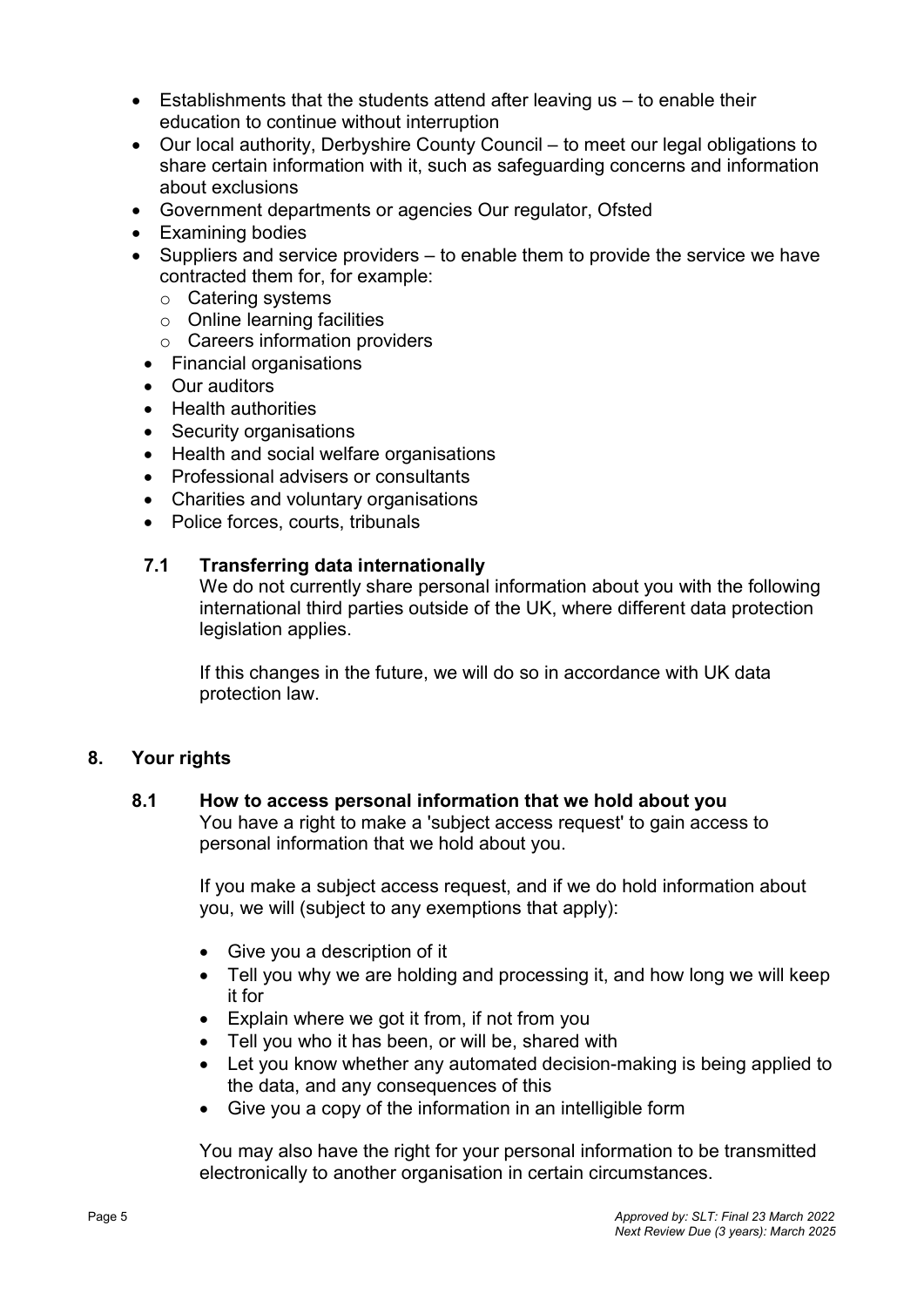- Establishments that the students attend after leaving us – to enable their education to continue without interruption
- Our local authority, Derbyshire County Council – to meet our legal obligations to share certain information with it, such as safeguarding concerns and information about exclusions
- Government departments or agencies Our regulator, Ofsted
- Examining bodies
- Suppliers and service providers – to enable them to provide the service we have contracted them for, for example:
  - Catering systems
  - Online learning facilities
  - Careers information providers
- Financial organisations
- Our auditors
- Health authorities
- Security organisations
- Health and social welfare organisations
- Professional advisers or consultants
- Charities and voluntary organisations
- Police forces, courts, tribunals

### 7.1 Transferring data internationally

We do not currently share personal information about you with the following international third parties outside of the UK, where different data protection legislation applies.

If this changes in the future, we will do so in accordance with UK data protection law.

## 8. Your rights

### 8.1 How to access personal information that we hold about you

You have a right to make a 'subject access request' to gain access to personal information that we hold about you.

If you make a subject access request, and if we do hold information about you, we will (subject to any exemptions that apply):

- Give you a description of it
- Tell you why we are holding and processing it, and how long we will keep it for
- Explain where we got it from, if not from you
- Tell you who it has been, or will be, shared with
- Let you know whether any automated decision-making is being applied to the data, and any consequences of this
- Give you a copy of the information in an intelligible form

You may also have the right for your personal information to be transmitted electronically to another organisation in certain circumstances.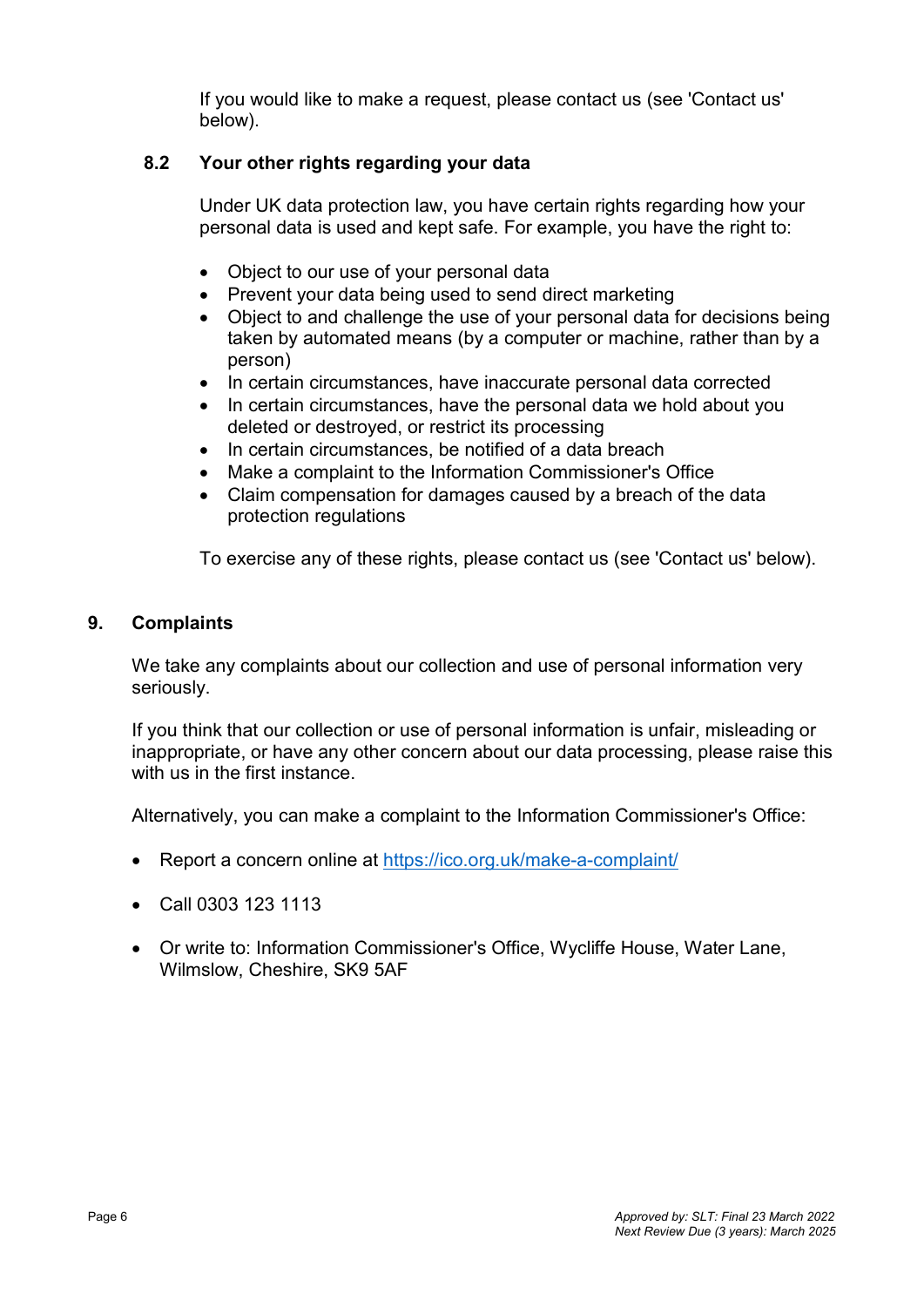If you would like to make a request, please contact us (see 'Contact us' below).

### 8.2 Your other rights regarding your data

Under UK data protection law, you have certain rights regarding how your personal data is used and kept safe. For example, you have the right to:

- Object to our use of your personal data
- Prevent your data being used to send direct marketing
- Object to and challenge the use of your personal data for decisions being taken by automated means (by a computer or machine, rather than by a person)
- In certain circumstances, have inaccurate personal data corrected
- In certain circumstances, have the personal data we hold about you deleted or destroyed, or restrict its processing
- In certain circumstances, be notified of a data breach
- Make a complaint to the Information Commissioner's Office
- Claim compensation for damages caused by a breach of the data protection regulations

To exercise any of these rights, please contact us (see 'Contact us' below).

## 9. Complaints

We take any complaints about our collection and use of personal information very seriously.

If you think that our collection or use of personal information is unfair, misleading or inappropriate, or have any other concern about our data processing, please raise this with us in the first instance.

Alternatively, you can make a complaint to the Information Commissioner's Office:

- Report a concern online at [https://ico.org.uk/make-a-complaint/](https://ico.org.uk/make-a-complaint/)
- Call 0303 123 1113
- Or write to: Information Commissioner's Office, Wycliffe House, Water Lane, Wilmslow, Cheshire, SK9 5AF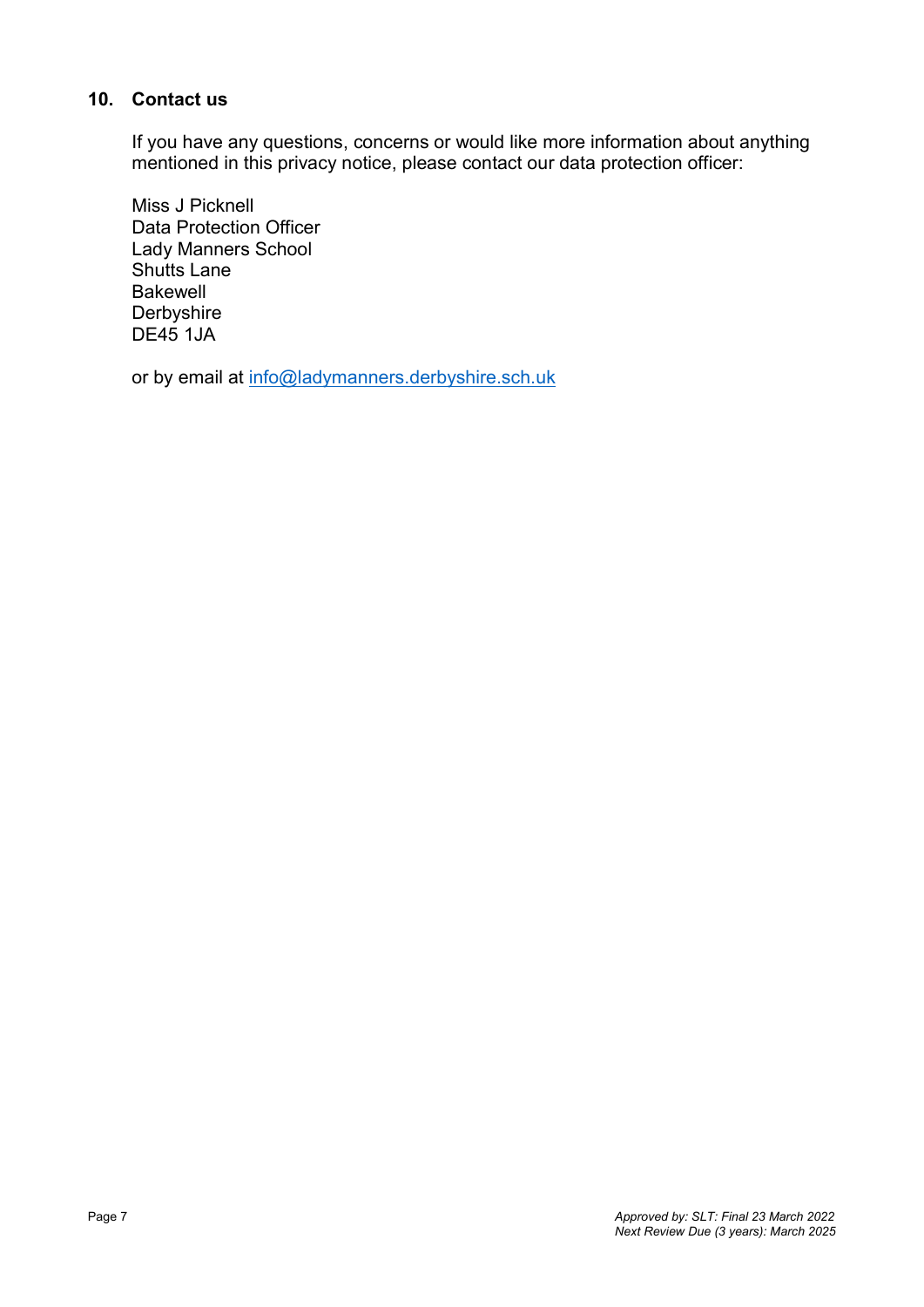## 10. Contact us

If you have any questions, concerns or would like more information about anything mentioned in this privacy notice, please contact our data protection officer:

Miss J Picknell  
Data Protection Officer  
Lady Manners School  
Shutts Lane  
Bakewell  
Derbyshire  
DE45 1JA

or by email at info@ladymanners.derbyshire.sch.uk

*Approved by: SLT: Final 23 March 2022*  
*Next Review Due (3 years): March 2025*